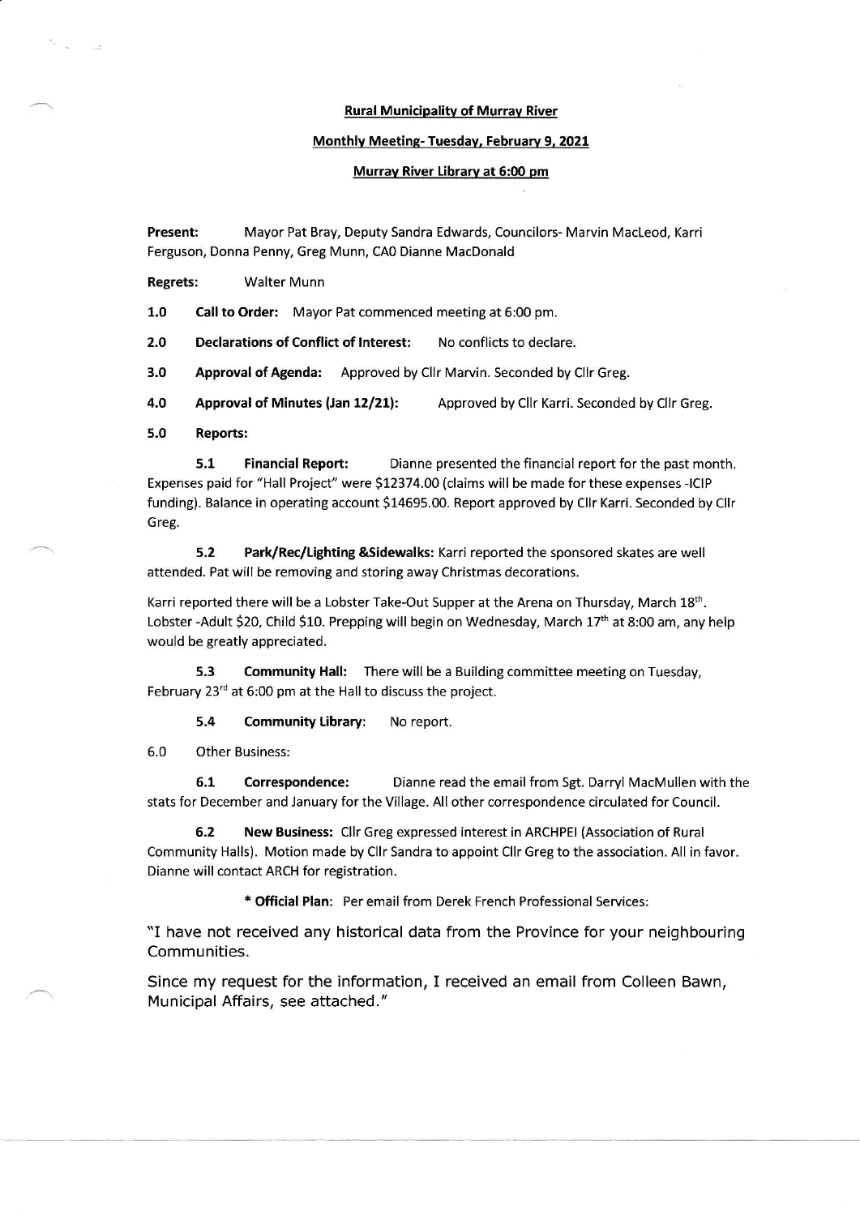**Rural Municipality of Murray River**

**Monthly Meeting- Tuesday, February 9, 2021**

**Murray River Library at 6:00 pm**

**Present:** Mayor Pat Bray, Deputy Sandra Edwards, Councilors- Marvin MacLeod, Karri Ferguson, Donna Penny, Greg Munn, CAO Dianne MacDonald

**Regrets:** Walter Munn

**1.0 Call to Order:** Mayor Pat commenced meeting at 6:00 pm.

**2.0 Declarations of Conflict of Interest:** No conflicts to declare.

**3.0 Approval of Agenda:** Approved by Cllr Marvin. Seconded by Cllr Greg.

**4.0 Approval of Minutes (Jan 12/21):** Approved by Cllr Karri. Seconded by Cllr Greg.

**5.0 Reports:**

**5.1 Financial Report:** Dianne presented the financial report for the past month. Expenses paid for "Hall Project" were $12374.00 (claims will be made for these expenses -ICIP funding). Balance in operating account $14695.00. Report approved by Cllr Karri. Seconded by Cllr Greg.

**5.2 Park/Rec/Lighting &Sidewalks:** Karri reported the sponsored skates are well attended. Pat will be removing and storing away Christmas decorations.

Karri reported there will be a Lobster Take-Out Supper at the Arena on Thursday, March 18th. Lobster -Adult $20, Child $10. Prepping will begin on Wednesday, March 17th at 8:00 am, any help would be greatly appreciated.

**5.3 Community Hall:** There will be a Building committee meeting on Tuesday, February 23rd at 6:00 pm at the Hall to discuss the project.

**5.4 Community Library:** No report.

6.0 Other Business:

**6.1 Correspondence:** Dianne read the email from Sgt. Darryl MacMullen with the stats for December and January for the Village. All other correspondence circulated for Council.

**6.2 New Business:** Cllr Greg expressed interest in ARCHPEI (Association of Rural Community Halls). Motion made by Cllr Sandra to appoint Cllr Greg to the association. All in favor. Dianne will contact ARCH for registration.

* **Official Plan:** Per email from Derek French Professional Services:

"I have not received any historical data from the Province for your neighbouring Communities.

Since my request for the information, I received an email from Colleen Bawn, Municipal Affairs, see attached."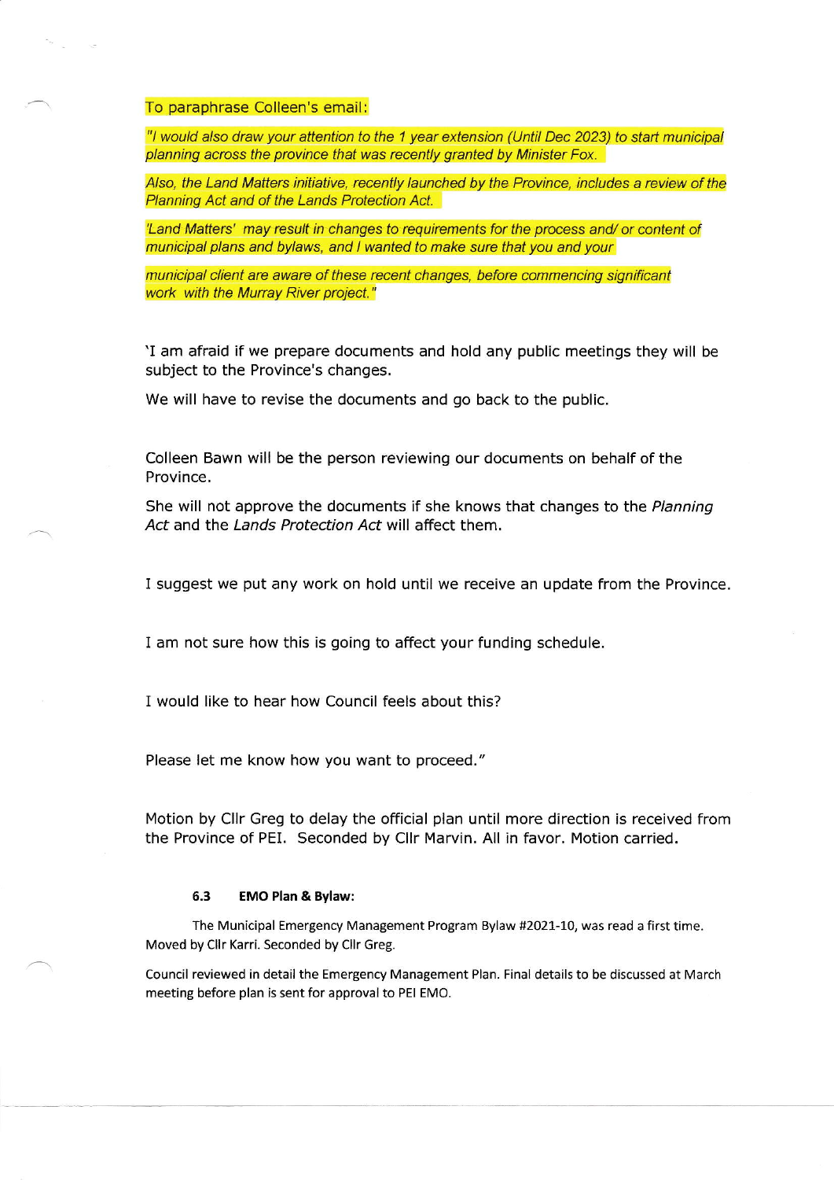To paraphrase Colleen's email:

*"I would also draw your attention to the 1 year extension (Until Dec 2023) to start municipal planning across the province that was recently granted by Minister Fox.*

*Also, the Land Matters initiative, recently launched by the Province, includes a review of the Planning Act and of the Lands Protection Act.*

*'Land Matters' may result in changes to requirements for the process and/ or content of municipal plans and bylaws, and I wanted to make sure that you and your*

*municipal client are aware of these recent changes, before commencing significant work with the Murray River project."*

'I am afraid if we prepare documents and hold any public meetings they will be subject to the Province's changes.

We will have to revise the documents and go back to the public.

Colleen Bawn will be the person reviewing our documents on behalf of the Province.

She will not approve the documents if she knows that changes to the *Planning Act* and the *Lands Protection Act* will affect them.

I suggest we put any work on hold until we receive an update from the Province.

I am not sure how this is going to affect your funding schedule.

I would like to hear how Council feels about this?

Please let me know how you want to proceed."

Motion by Cllr Greg to delay the official plan until more direction is received from the Province of PEI. Seconded by Cllr Marvin. All in favor. Motion carried.

#### 6.3 EMO Plan & Bylaw:

The Municipal Emergency Management Program Bylaw #2021-10, was read a first time. Moved by Cllr Karri. Seconded by Cllr Greg.

Council reviewed in detail the Emergency Management Plan. Final details to be discussed at March meeting before plan is sent for approval to PEI EMO.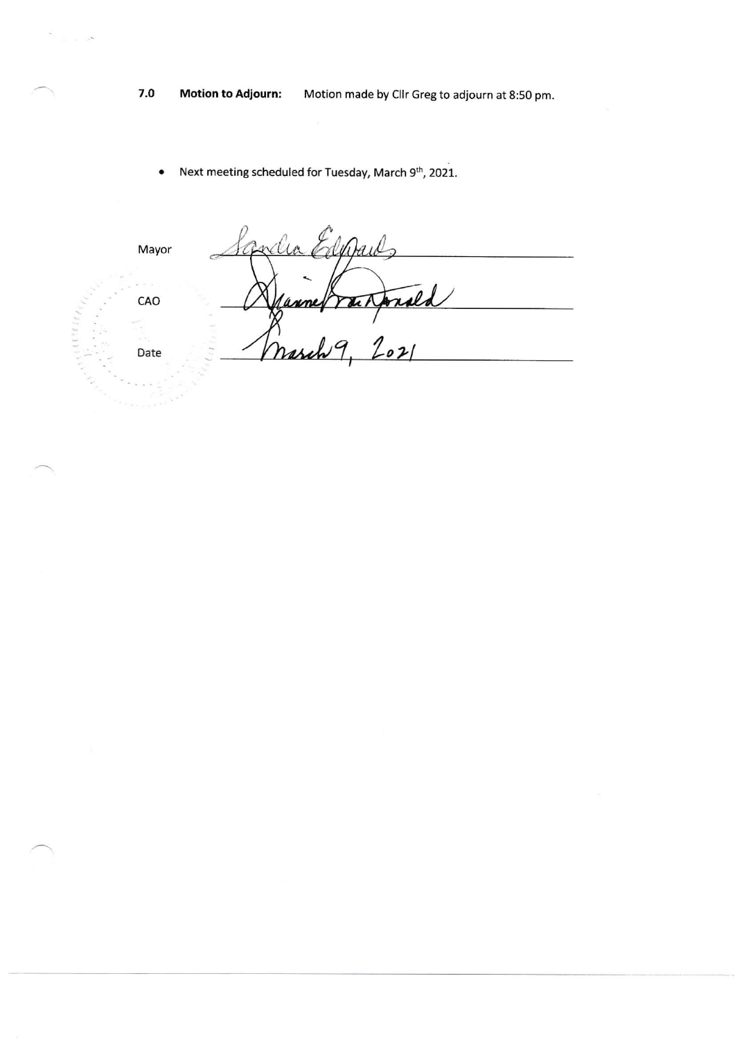**7.0 Motion to Adjourn:** Motion made by Cllr Greg to adjourn at 8:50 pm.

- Next meeting scheduled for Tuesday, March 9th, 2021.

Mayor Sandra Edwards

CAO Joanne MacDonald

Date March 9, 2021